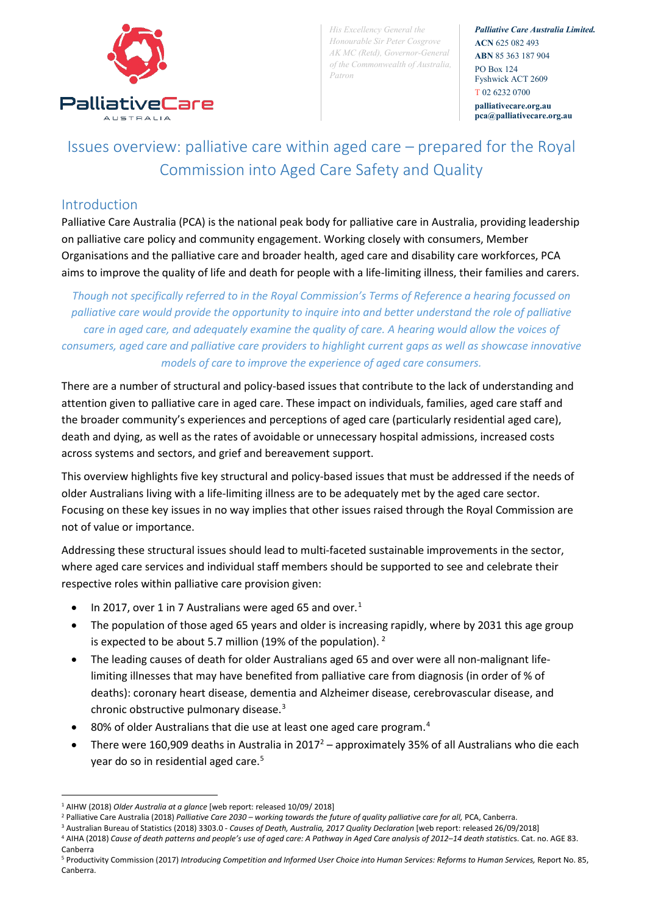His Excellency General the Honourable Sir Peter Cosgrove AK MC (Retd), Governor-General of the Commonwealth of Australia, Patron

***Palliative Care Australia Limited.***
**ACN** 625 082 493
**ABN** 85 363 187 904
PO Box 124
Fyshwick ACT 2609
T 02 6232 0700
**palliativecare.org.au**
**pca@palliativecare.org.au**

# Issues overview: palliative care within aged care – prepared for the Royal Commission into Aged Care Safety and Quality

## Introduction

Palliative Care Australia (PCA) is the national peak body for palliative care in Australia, providing leadership on palliative care policy and community engagement. Working closely with consumers, Member Organisations and the palliative care and broader health, aged care and disability care workforces, PCA aims to improve the quality of life and death for people with a life-limiting illness, their families and carers.

*Though not specifically referred to in the Royal Commission's Terms of Reference a hearing focussed on palliative care would provide the opportunity to inquire into and better understand the role of palliative care in aged care, and adequately examine the quality of care. A hearing would allow the voices of consumers, aged care and palliative care providers to highlight current gaps as well as showcase innovative models of care to improve the experience of aged care consumers.*

There are a number of structural and policy-based issues that contribute to the lack of understanding and attention given to palliative care in aged care. These impact on individuals, families, aged care staff and the broader community's experiences and perceptions of aged care (particularly residential aged care), death and dying, as well as the rates of avoidable or unnecessary hospital admissions, increased costs across systems and sectors, and grief and bereavement support.

This overview highlights five key structural and policy-based issues that must be addressed if the needs of older Australians living with a life-limiting illness are to be adequately met by the aged care sector. Focusing on these key issues in no way implies that other issues raised through the Royal Commission are not of value or importance.

Addressing these structural issues should lead to multi-faceted sustainable improvements in the sector, where aged care services and individual staff members should be supported to see and celebrate their respective roles within palliative care provision given:

- In 2017, over 1 in 7 Australians were aged 65 and over.[1]
- The population of those aged 65 years and older is increasing rapidly, where by 2031 this age group is expected to be about 5.7 million (19% of the population). [2]
- The leading causes of death for older Australians aged 65 and over were all non-malignant life-limiting illnesses that may have benefited from palliative care from diagnosis (in order of % of deaths): coronary heart disease, dementia and Alzheimer disease, cerebrovascular disease, and chronic obstructive pulmonary disease.[3]
- 80% of older Australians that die use at least one aged care program.[4]
- There were 160,909 deaths in Australia in 2017[2] – approximately 35% of all Australians who die each year do so in residential aged care.[5]

---

[1] AIHW (2018) *Older Australia at a glance* [web report: released 10/09/ 2018]
[2] Palliative Care Australia (2018) *Palliative Care 2030 – working towards the future of quality palliative care for all,* PCA, Canberra.
[3] Australian Bureau of Statistics (2018) 3303.0 - *Causes of Death, Australia, 2017 Quality Declaration* [web report: released 26/09/2018]
[4] AIHA (2018) *Cause of death patterns and people's use of aged care: A Pathway in Aged Care analysis of 2012–14 death statistics*. Cat. no. AGE 83. Canberra
[5] Productivity Commission (2017) *Introducing Competition and Informed User Choice into Human Services: Reforms to Human Services,* Report No. 85, Canberra.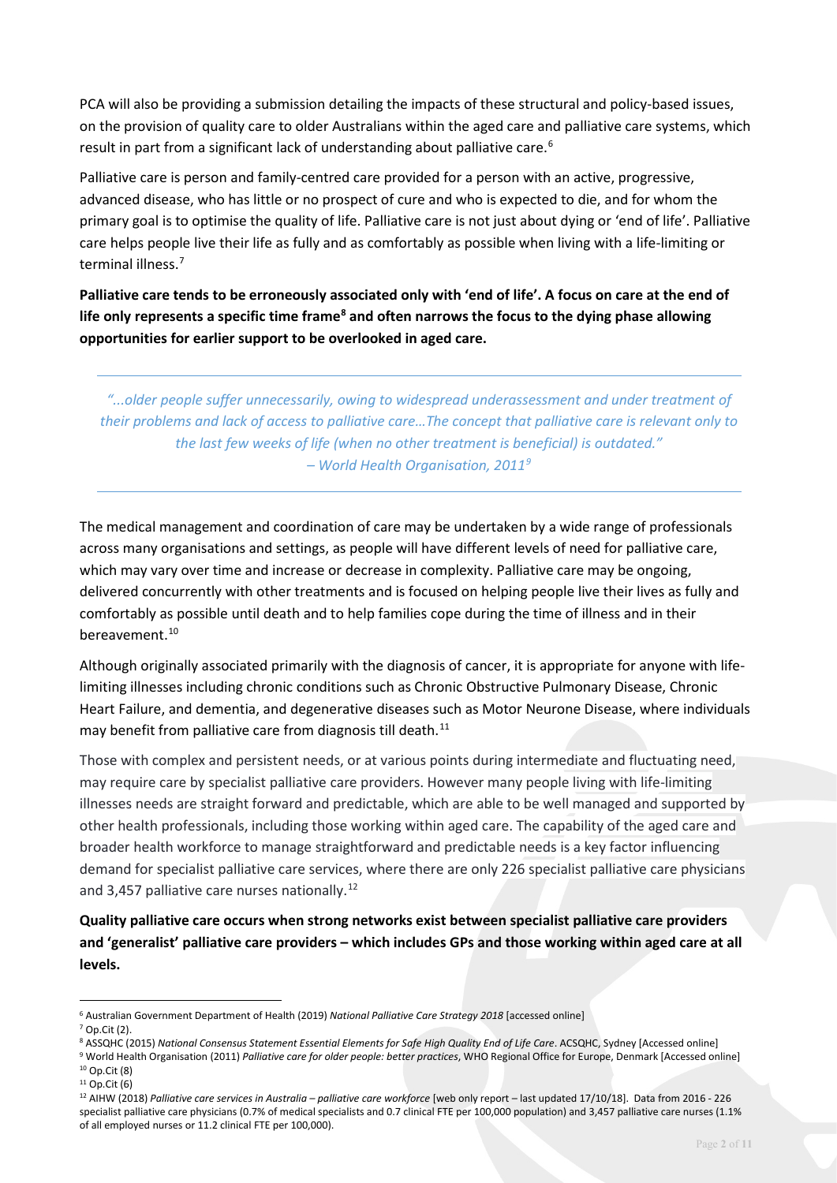PCA will also be providing a submission detailing the impacts of these structural and policy-based issues, on the provision of quality care to older Australians within the aged care and palliative care systems, which result in part from a significant lack of understanding about palliative care.[6]

Palliative care is person and family-centred care provided for a person with an active, progressive, advanced disease, who has little or no prospect of cure and who is expected to die, and for whom the primary goal is to optimise the quality of life. Palliative care is not just about dying or 'end of life'. Palliative care helps people live their life as fully and as comfortably as possible when living with a life-limiting or terminal illness.[7]

**Palliative care tends to be erroneously associated only with 'end of life'. A focus on care at the end of life only represents a specific time frame[8] and often narrows the focus to the dying phase allowing opportunities for earlier support to be overlooked in aged care.**

---

*"...older people suffer unnecessarily, owing to widespread underassessment and under treatment of their problems and lack of access to palliative care…The concept that palliative care is relevant only to the last few weeks of life (when no other treatment is beneficial) is outdated."*
*– World Health Organisation, 2011[9]*

---

The medical management and coordination of care may be undertaken by a wide range of professionals across many organisations and settings, as people will have different levels of need for palliative care, which may vary over time and increase or decrease in complexity. Palliative care may be ongoing, delivered concurrently with other treatments and is focused on helping people live their lives as fully and comfortably as possible until death and to help families cope during the time of illness and in their bereavement.[10]

Although originally associated primarily with the diagnosis of cancer, it is appropriate for anyone with life-limiting illnesses including chronic conditions such as Chronic Obstructive Pulmonary Disease, Chronic Heart Failure, and dementia, and degenerative diseases such as Motor Neurone Disease, where individuals may benefit from palliative care from diagnosis till death.[11]

Those with complex and persistent needs, or at various points during intermediate and fluctuating need, may require care by specialist palliative care providers. However many people living with life-limiting illnesses needs are straight forward and predictable, which are able to be well managed and supported by other health professionals, including those working within aged care. The capability of the aged care and broader health workforce to manage straightforward and predictable needs is a key factor influencing demand for specialist palliative care services, where there are only 226 specialist palliative care physicians and 3,457 palliative care nurses nationally.[12]

**Quality palliative care occurs when strong networks exist between specialist palliative care providers and 'generalist' palliative care providers – which includes GPs and those working within aged care at all levels.**

---

[6] Australian Government Department of Health (2019) *National Palliative Care Strategy 2018* [accessed online]

[7] Op.Cit (2).

[8] ASSQHC (2015) *National Consensus Statement Essential Elements for Safe High Quality End of Life Care*. ACSQHC, Sydney [Accessed online]

[9] World Health Organisation (2011) *Palliative care for older people: better practices*, WHO Regional Office for Europe, Denmark [Accessed online]

[10] Op.Cit (8)

[11] Op.Cit (6)

[12] AIHW (2018) *Palliative care services in Australia – palliative care workforce* [web only report – last updated 17/10/18]. Data from 2016 - 226 specialist palliative care physicians (0.7% of medical specialists and 0.7 clinical FTE per 100,000 population) and 3,457 palliative care nurses (1.1% of all employed nurses or 11.2 clinical FTE per 100,000).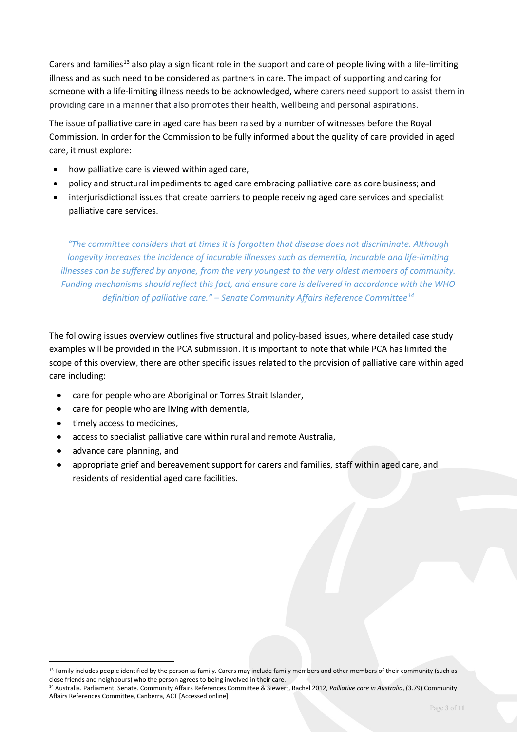Carers and families[13] also play a significant role in the support and care of people living with a life-limiting illness and as such need to be considered as partners in care. The impact of supporting and caring for someone with a life-limiting illness needs to be acknowledged, where carers need support to assist them in providing care in a manner that also promotes their health, wellbeing and personal aspirations.

The issue of palliative care in aged care has been raised by a number of witnesses before the Royal Commission. In order for the Commission to be fully informed about the quality of care provided in aged care, it must explore:

- how palliative care is viewed within aged care,
- policy and structural impediments to aged care embracing palliative care as core business; and
- interjurisdictional issues that create barriers to people receiving aged care services and specialist palliative care services.

---

> *"The committee considers that at times it is forgotten that disease does not discriminate. Although longevity increases the incidence of incurable illnesses such as dementia, incurable and life-limiting illnesses can be suffered by anyone, from the very youngest to the very oldest members of community. Funding mechanisms should reflect this fact, and ensure care is delivered in accordance with the WHO definition of palliative care." – Senate Community Affairs Reference Committee*[14]

---

The following issues overview outlines five structural and policy-based issues, where detailed case study examples will be provided in the PCA submission. It is important to note that while PCA has limited the scope of this overview, there are other specific issues related to the provision of palliative care within aged care including:

- care for people who are Aboriginal or Torres Strait Islander,
- care for people who are living with dementia,
- timely access to medicines,
- access to specialist palliative care within rural and remote Australia,
- advance care planning, and
- appropriate grief and bereavement support for carers and families, staff within aged care, and residents of residential aged care facilities.

---

[13] Family includes people identified by the person as family. Carers may include family members and other members of their community (such as close friends and neighbours) who the person agrees to being involved in their care.

[14] Australia. Parliament. Senate. Community Affairs References Committee & Siewert, Rachel 2012, *Palliative care in Australia*, (3.79) Community Affairs References Committee, Canberra, ACT [Accessed online]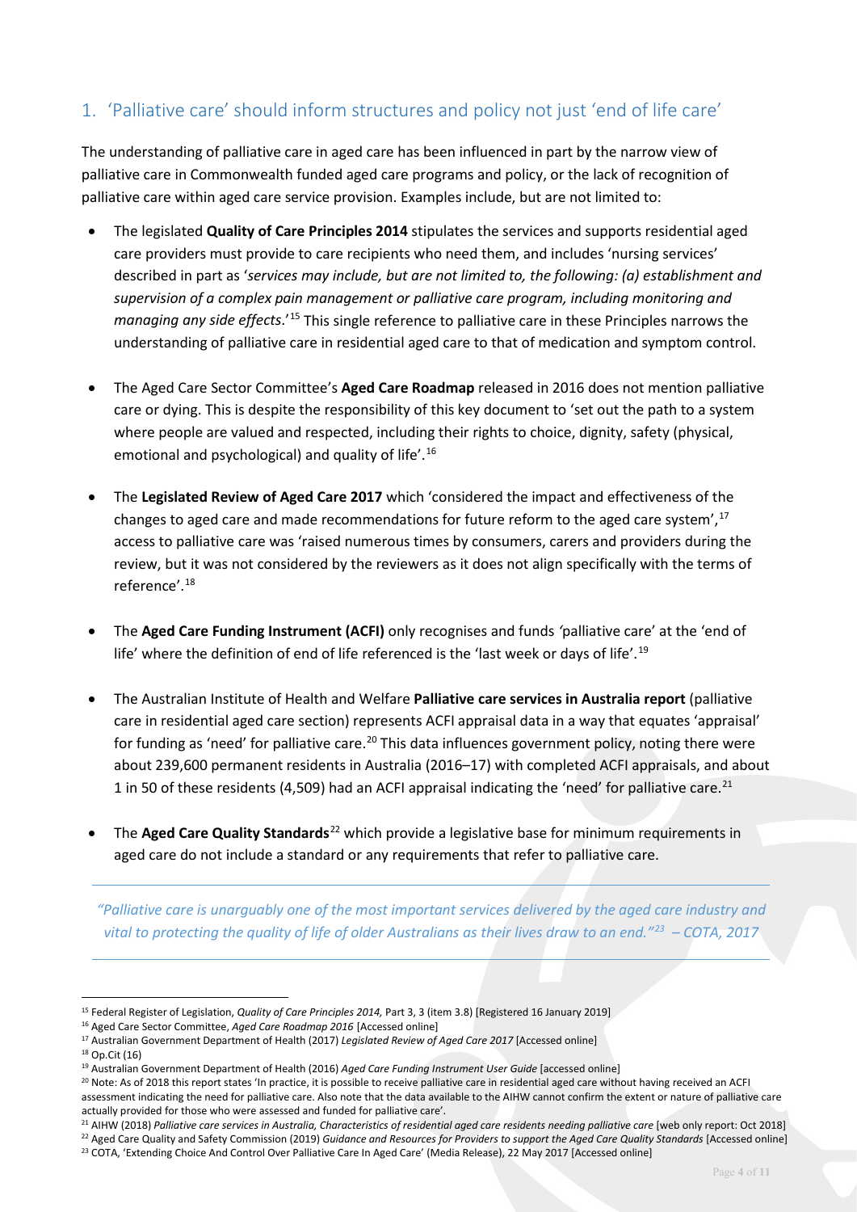## 1. 'Palliative care' should inform structures and policy not just 'end of life care'

The understanding of palliative care in aged care has been influenced in part by the narrow view of palliative care in Commonwealth funded aged care programs and policy, or the lack of recognition of palliative care within aged care service provision. Examples include, but are not limited to:

- The legislated **Quality of Care Principles 2014** stipulates the services and supports residential aged care providers must provide to care recipients who need them, and includes 'nursing services' described in part as '*services may include, but are not limited to, the following: (a) establishment and supervision of a complex pain management or palliative care program, including monitoring and managing any side effects*.'[15] This single reference to palliative care in these Principles narrows the understanding of palliative care in residential aged care to that of medication and symptom control.

- The Aged Care Sector Committee's **Aged Care Roadmap** released in 2016 does not mention palliative care or dying. This is despite the responsibility of this key document to 'set out the path to a system where people are valued and respected, including their rights to choice, dignity, safety (physical, emotional and psychological) and quality of life'.[16]

- The **Legislated Review of Aged Care 2017** which 'considered the impact and effectiveness of the changes to aged care and made recommendations for future reform to the aged care system',[17] access to palliative care was 'raised numerous times by consumers, carers and providers during the review, but it was not considered by the reviewers as it does not align specifically with the terms of reference'.[18]

- The **Aged Care Funding Instrument (ACFI)** only recognises and funds 'palliative care' at the 'end of life' where the definition of end of life referenced is the 'last week or days of life'.[19]

- The Australian Institute of Health and Welfare **Palliative care services in Australia report** (palliative care in residential aged care section) represents ACFI appraisal data in a way that equates 'appraisal' for funding as 'need' for palliative care.[20] This data influences government policy, noting there were about 239,600 permanent residents in Australia (2016–17) with completed ACFI appraisals, and about 1 in 50 of these residents (4,509) had an ACFI appraisal indicating the 'need' for palliative care.[21]

- The **Aged Care Quality Standards**[22] which provide a legislative base for minimum requirements in aged care do not include a standard or any requirements that refer to palliative care.

---

*"Palliative care is unarguably one of the most important services delivered by the aged care industry and vital to protecting the quality of life of older Australians as their lives draw to an end."[23] – COTA, 2017*

---

[15] Federal Register of Legislation, *Quality of Care Principles 2014,* Part 3, 3 (item 3.8) [Registered 16 January 2019]

[16] Aged Care Sector Committee, *Aged Care Roadmap 2016* [Accessed online]

[17] Australian Government Department of Health (2017) *Legislated Review of Aged Care 2017* [Accessed online]

[18] Op.Cit (16)

[19] Australian Government Department of Health (2016) *Aged Care Funding Instrument User Guide* [accessed online]

[20] Note: As of 2018 this report states 'In practice, it is possible to receive palliative care in residential aged care without having received an ACFI assessment indicating the need for palliative care. Also note that the data available to the AIHW cannot confirm the extent or nature of palliative care actually provided for those who were assessed and funded for palliative care'.

[21] AIHW (2018) *Palliative care services in Australia, Characteristics of residential aged care residents needing palliative care* [web only report: Oct 2018]

[22] Aged Care Quality and Safety Commission (2019) *Guidance and Resources for Providers to support the Aged Care Quality Standards* [Accessed online]

[23] COTA, 'Extending Choice And Control Over Palliative Care In Aged Care' (Media Release), 22 May 2017 [Accessed online]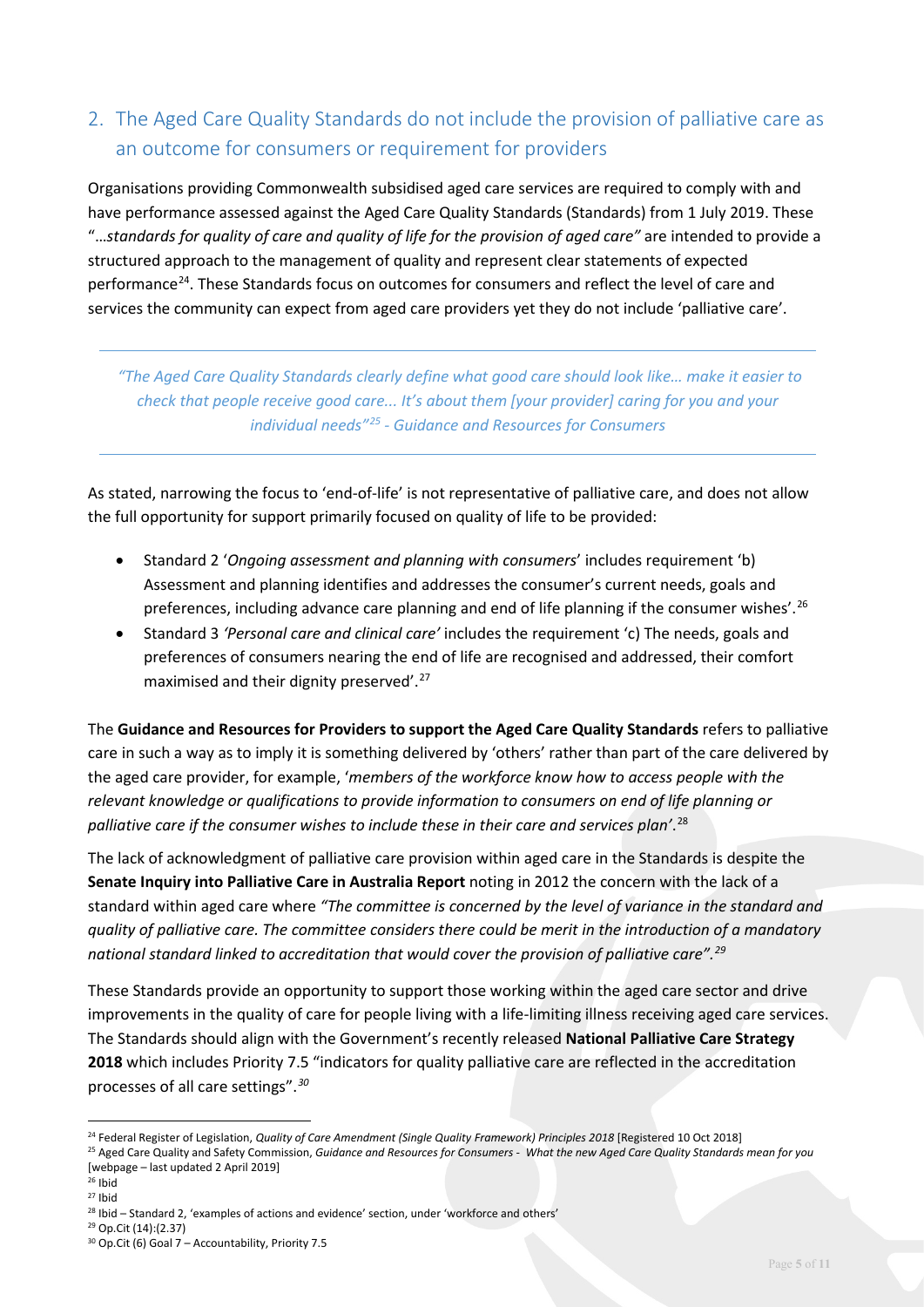## 2. The Aged Care Quality Standards do not include the provision of palliative care as an outcome for consumers or requirement for providers

Organisations providing Commonwealth subsidised aged care services are required to comply with and have performance assessed against the Aged Care Quality Standards (Standards) from 1 July 2019. These "…*standards for quality of care and quality of life for the provision of aged care"* are intended to provide a structured approach to the management of quality and represent clear statements of expected performance[24]. These Standards focus on outcomes for consumers and reflect the level of care and services the community can expect from aged care providers yet they do not include 'palliative care'.

> *"The Aged Care Quality Standards clearly define what good care should look like… make it easier to check that people receive good care... It's about them [your provider] caring for you and your individual needs"[25] - Guidance and Resources for Consumers*

As stated, narrowing the focus to 'end-of-life' is not representative of palliative care, and does not allow the full opportunity for support primarily focused on quality of life to be provided:

- Standard 2 '*Ongoing assessment and planning with consumers*' includes requirement 'b) Assessment and planning identifies and addresses the consumer's current needs, goals and preferences, including advance care planning and end of life planning if the consumer wishes'.[26]
- Standard 3 *'Personal care and clinical care'* includes the requirement 'c) The needs, goals and preferences of consumers nearing the end of life are recognised and addressed, their comfort maximised and their dignity preserved'.[27]

The **Guidance and Resources for Providers to support the Aged Care Quality Standards** refers to palliative care in such a way as to imply it is something delivered by 'others' rather than part of the care delivered by the aged care provider, for example, '*members of the workforce know how to access people with the relevant knowledge or qualifications to provide information to consumers on end of life planning or palliative care if the consumer wishes to include these in their care and services plan'*.[28]

The lack of acknowledgment of palliative care provision within aged care in the Standards is despite the **Senate Inquiry into Palliative Care in Australia Report** noting in 2012 the concern with the lack of a standard within aged care where *"The committee is concerned by the level of variance in the standard and quality of palliative care. The committee considers there could be merit in the introduction of a mandatory national standard linked to accreditation that would cover the provision of palliative care".[29]*

These Standards provide an opportunity to support those working within the aged care sector and drive improvements in the quality of care for people living with a life-limiting illness receiving aged care services. The Standards should align with the Government's recently released **National Palliative Care Strategy 2018** which includes Priority 7.5 "indicators for quality palliative care are reflected in the accreditation processes of all care settings".*[30]*

---

[24] Federal Register of Legislation, *Quality of Care Amendment (Single Quality Framework) Principles 2018* [Registered 10 Oct 2018]

[25] Aged Care Quality and Safety Commission, *Guidance and Resources for Consumers - What the new Aged Care Quality Standards mean for you* [webpage – last updated 2 April 2019]

[26] Ibid

[27] Ibid

[28] Ibid – Standard 2, 'examples of actions and evidence' section, under 'workforce and others'

[29] Op.Cit (14):(2.37)

[30] Op.Cit (6) Goal 7 – Accountability, Priority 7.5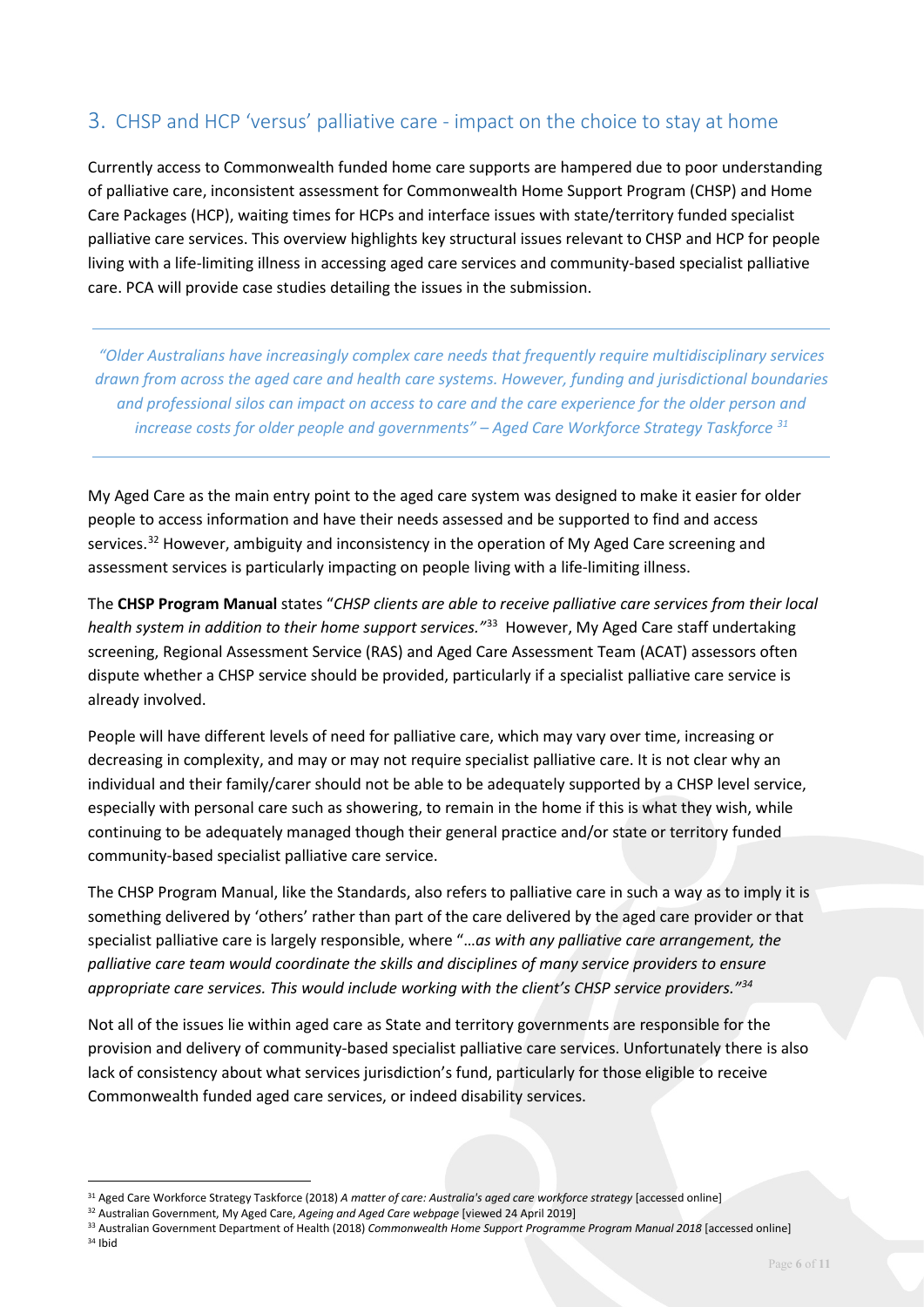## 3. CHSP and HCP 'versus' palliative care - impact on the choice to stay at home

Currently access to Commonwealth funded home care supports are hampered due to poor understanding of palliative care, inconsistent assessment for Commonwealth Home Support Program (CHSP) and Home Care Packages (HCP), waiting times for HCPs and interface issues with state/territory funded specialist palliative care services. This overview highlights key structural issues relevant to CHSP and HCP for people living with a life-limiting illness in accessing aged care services and community-based specialist palliative care. PCA will provide case studies detailing the issues in the submission.

---

*"Older Australians have increasingly complex care needs that frequently require multidisciplinary services drawn from across the aged care and health care systems. However, funding and jurisdictional boundaries and professional silos can impact on access to care and the care experience for the older person and increase costs for older people and governments" – Aged Care Workforce Strategy Taskforce* [31]

---

My Aged Care as the main entry point to the aged care system was designed to make it easier for older people to access information and have their needs assessed and be supported to find and access services.[32] However, ambiguity and inconsistency in the operation of My Aged Care screening and assessment services is particularly impacting on people living with a life-limiting illness.

The **CHSP Program Manual** states "*CHSP clients are able to receive palliative care services from their local health system in addition to their home support services."*[33] However, My Aged Care staff undertaking screening, Regional Assessment Service (RAS) and Aged Care Assessment Team (ACAT) assessors often dispute whether a CHSP service should be provided, particularly if a specialist palliative care service is already involved.

People will have different levels of need for palliative care, which may vary over time, increasing or decreasing in complexity, and may or may not require specialist palliative care. It is not clear why an individual and their family/carer should not be able to be adequately supported by a CHSP level service, especially with personal care such as showering, to remain in the home if this is what they wish, while continuing to be adequately managed though their general practice and/or state or territory funded community-based specialist palliative care service.

The CHSP Program Manual, like the Standards, also refers to palliative care in such a way as to imply it is something delivered by 'others' rather than part of the care delivered by the aged care provider or that specialist palliative care is largely responsible, where "*…as with any palliative care arrangement, the palliative care team would coordinate the skills and disciplines of many service providers to ensure appropriate care services. This would include working with the client's CHSP service providers."*[34]

Not all of the issues lie within aged care as State and territory governments are responsible for the provision and delivery of community-based specialist palliative care services. Unfortunately there is also lack of consistency about what services jurisdiction's fund, particularly for those eligible to receive Commonwealth funded aged care services, or indeed disability services.

---

[31] Aged Care Workforce Strategy Taskforce (2018) *A matter of care: Australia's aged care workforce strategy* [accessed online]

[32] Australian Government, My Aged Care, *Ageing and Aged Care webpage* [viewed 24 April 2019]

[33] Australian Government Department of Health (2018) *Commonwealth Home Support Programme Program Manual 2018* [accessed online]

[34] Ibid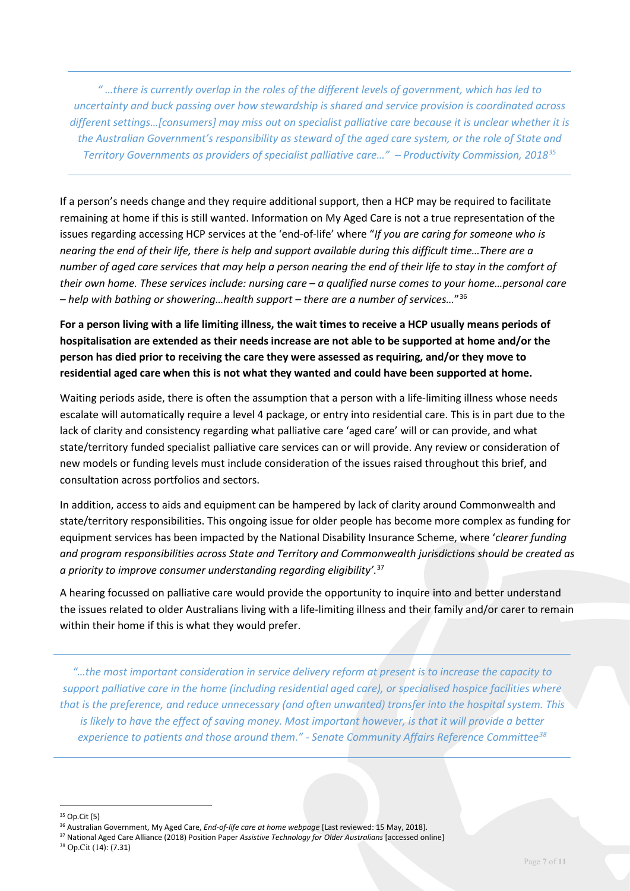---

*" …there is currently overlap in the roles of the different levels of government, which has led to uncertainty and buck passing over how stewardship is shared and service provision is coordinated across different settings…[consumers] may miss out on specialist palliative care because it is unclear whether it is the Australian Government's responsibility as steward of the aged care system, or the role of State and Territory Governments as providers of specialist palliative care…" – Productivity Commission, 2018*[35]

---

If a person's needs change and they require additional support, then a HCP may be required to facilitate remaining at home if this is still wanted. Information on My Aged Care is not a true representation of the issues regarding accessing HCP services at the 'end-of-life' where "*If you are caring for someone who is nearing the end of their life, there is help and support available during this difficult time…There are a number of aged care services that may help a person nearing the end of their life to stay in the comfort of their own home. These services include: nursing care – a qualified nurse comes to your home…personal care – help with bathing or showering…health support – there are a number of services…*"[36]

**For a person living with a life limiting illness, the wait times to receive a HCP usually means periods of hospitalisation are extended as their needs increase are not able to be supported at home and/or the person has died prior to receiving the care they were assessed as requiring, and/or they move to residential aged care when this is not what they wanted and could have been supported at home.**

Waiting periods aside, there is often the assumption that a person with a life-limiting illness whose needs escalate will automatically require a level 4 package, or entry into residential care. This is in part due to the lack of clarity and consistency regarding what palliative care 'aged care' will or can provide, and what state/territory funded specialist palliative care services can or will provide. Any review or consideration of new models or funding levels must include consideration of the issues raised throughout this brief, and consultation across portfolios and sectors.

In addition, access to aids and equipment can be hampered by lack of clarity around Commonwealth and state/territory responsibilities. This ongoing issue for older people has become more complex as funding for equipment services has been impacted by the National Disability Insurance Scheme, where '*clearer funding and program responsibilities across State and Territory and Commonwealth jurisdictions should be created as a priority to improve consumer understanding regarding eligibility'*.[37]

A hearing focussed on palliative care would provide the opportunity to inquire into and better understand the issues related to older Australians living with a life-limiting illness and their family and/or carer to remain within their home if this is what they would prefer.

---

*"…the most important consideration in service delivery reform at present is to increase the capacity to support palliative care in the home (including residential aged care), or specialised hospice facilities where that is the preference, and reduce unnecessary (and often unwanted) transfer into the hospital system. This is likely to have the effect of saving money. Most important however, is that it will provide a better experience to patients and those around them." - Senate Community Affairs Reference Committee*[38]

---

[35] Op.Cit (5)

[36] Australian Government, My Aged Care, *End-of-life care at home webpage* [Last reviewed: 15 May, 2018].

[37] National Aged Care Alliance (2018) Position Paper *Assistive Technology for Older Australians* [accessed online]

[38] Op.Cit (14): (7.31)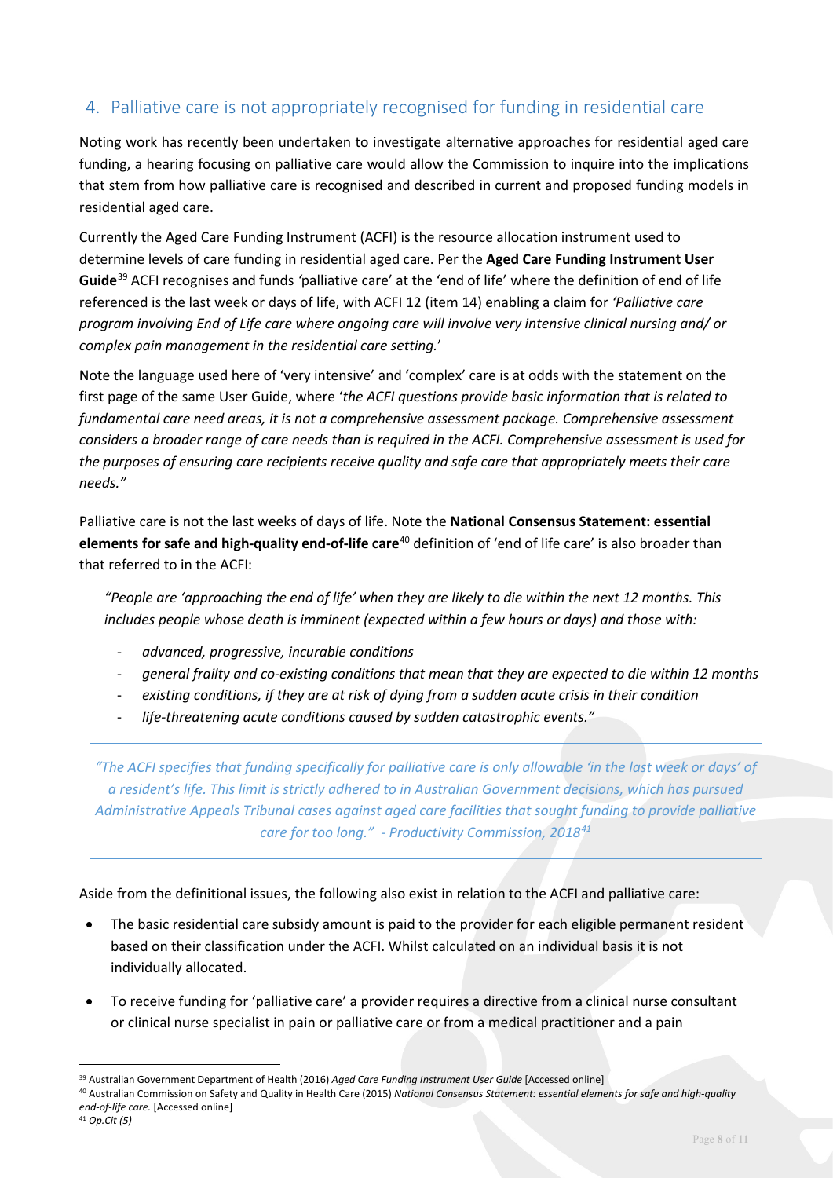## 4. Palliative care is not appropriately recognised for funding in residential care

Noting work has recently been undertaken to investigate alternative approaches for residential aged care funding, a hearing focusing on palliative care would allow the Commission to inquire into the implications that stem from how palliative care is recognised and described in current and proposed funding models in residential aged care.

Currently the Aged Care Funding Instrument (ACFI) is the resource allocation instrument used to determine levels of care funding in residential aged care. Per the **Aged Care Funding Instrument User Guide**[39] ACFI recognises and funds 'palliative care' at the 'end of life' where the definition of end of life referenced is the last week or days of life, with ACFI 12 (item 14) enabling a claim for *'Palliative care program involving End of Life care where ongoing care will involve very intensive clinical nursing and/ or complex pain management in the residential care setting.*'

Note the language used here of 'very intensive' and 'complex' care is at odds with the statement on the first page of the same User Guide, where '*the ACFI questions provide basic information that is related to fundamental care need areas, it is not a comprehensive assessment package. Comprehensive assessment considers a broader range of care needs than is required in the ACFI. Comprehensive assessment is used for the purposes of ensuring care recipients receive quality and safe care that appropriately meets their care needs."*

Palliative care is not the last weeks of days of life. Note the **National Consensus Statement: essential elements for safe and high-quality end-of-life care**[40] definition of 'end of life care' is also broader than that referred to in the ACFI:

> *"People are 'approaching the end of life' when they are likely to die within the next 12 months. This includes people whose death is imminent (expected within a few hours or days) and those with:*
>
> - *advanced, progressive, incurable conditions*
> - *general frailty and co-existing conditions that mean that they are expected to die within 12 months*
> - *existing conditions, if they are at risk of dying from a sudden acute crisis in their condition*
> - *life-threatening acute conditions caused by sudden catastrophic events."*

---

*"The ACFI specifies that funding specifically for palliative care is only allowable 'in the last week or days' of a resident's life. This limit is strictly adhered to in Australian Government decisions, which has pursued Administrative Appeals Tribunal cases against aged care facilities that sought funding to provide palliative care for too long." - Productivity Commission, 2018*[41]

---

Aside from the definitional issues, the following also exist in relation to the ACFI and palliative care:

- The basic residential care subsidy amount is paid to the provider for each eligible permanent resident based on their classification under the ACFI. Whilst calculated on an individual basis it is not individually allocated.
- To receive funding for 'palliative care' a provider requires a directive from a clinical nurse consultant or clinical nurse specialist in pain or palliative care or from a medical practitioner and a pain

---

[39] Australian Government Department of Health (2016) *Aged Care Funding Instrument User Guide* [Accessed online]

[40] Australian Commission on Safety and Quality in Health Care (2015) *National Consensus Statement: essential elements for safe and high-quality end-of-life care.* [Accessed online]

[41] *Op.Cit (5)*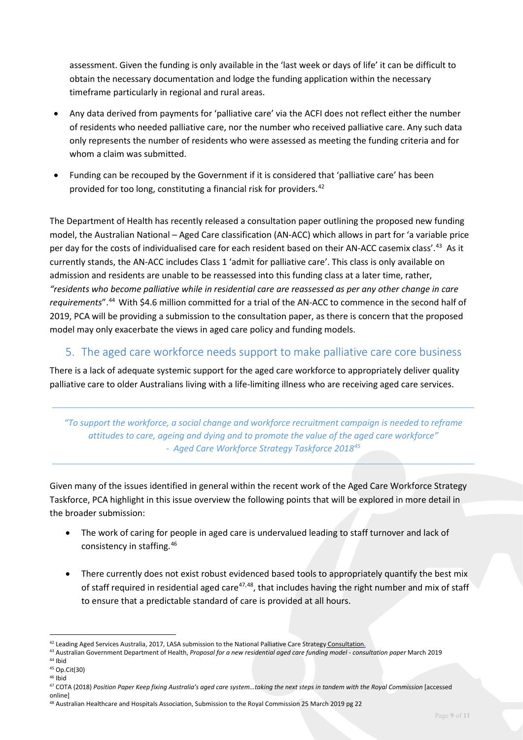assessment. Given the funding is only available in the 'last week or days of life' it can be difficult to obtain the necessary documentation and lodge the funding application within the necessary timeframe particularly in regional and rural areas.

- Any data derived from payments for 'palliative care' via the ACFI does not reflect either the number of residents who needed palliative care, nor the number who received palliative care. Any such data only represents the number of residents who were assessed as meeting the funding criteria and for whom a claim was submitted.

- Funding can be recouped by the Government if it is considered that 'palliative care' has been provided for too long, constituting a financial risk for providers.[42]

The Department of Health has recently released a consultation paper outlining the proposed new funding model, the Australian National – Aged Care classification (AN-ACC) which allows in part for 'a variable price per day for the costs of individualised care for each resident based on their AN-ACC casemix class'.[43] As it currently stands, the AN-ACC includes Class 1 'admit for palliative care'. This class is only available on admission and residents are unable to be reassessed into this funding class at a later time, rather, *"residents who become palliative while in residential care are reassessed as per any other change in care requirements*".[44] With $4.6 million committed for a trial of the AN-ACC to commence in the second half of 2019, PCA will be providing a submission to the consultation paper, as there is concern that the proposed model may only exacerbate the views in aged care policy and funding models.

## 5. The aged care workforce needs support to make palliative care core business

There is a lack of adequate systemic support for the aged care workforce to appropriately deliver quality palliative care to older Australians living with a life-limiting illness who are receiving aged care services.

> *"To support the workforce, a social change and workforce recruitment campaign is needed to reframe attitudes to care, ageing and dying and to promote the value of the aged care workforce"*
> *- Aged Care Workforce Strategy Taskforce 2018*[45]

Given many of the issues identified in general within the recent work of the Aged Care Workforce Strategy Taskforce, PCA highlight in this issue overview the following points that will be explored in more detail in the broader submission:

- The work of caring for people in aged care is undervalued leading to staff turnover and lack of consistency in staffing.[46]

- There currently does not exist robust evidenced based tools to appropriately quantify the best mix of staff required in residential aged care[47,48], that includes having the right number and mix of staff to ensure that a predictable standard of care is provided at all hours.

---

[42] Leading Aged Services Australia, 2017, LASA submission to the National Palliative Care Strategy Consultation.
[43] Australian Government Department of Health, *Proposal for a new residential aged care funding model - consultation paper* March 2019
[44] Ibid
[45] Op.Cit(30)
[46] Ibid
[47] COTA (2018) *Position Paper Keep fixing Australia's aged care system…taking the next steps in tandem with the Royal Commission* [accessed online]
[48] Australian Healthcare and Hospitals Association, Submission to the Royal Commission 25 March 2019 pg 22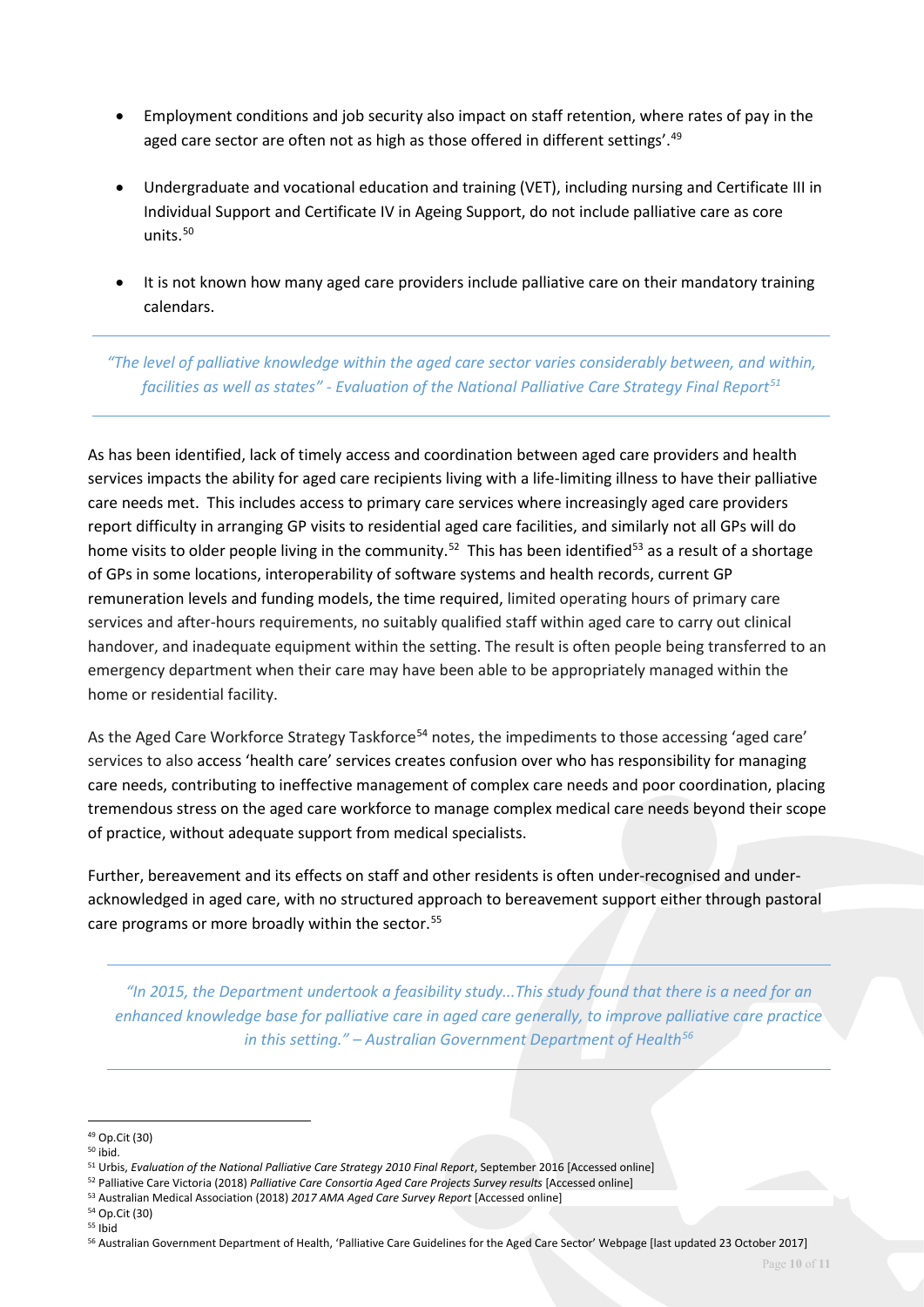- Employment conditions and job security also impact on staff retention, where rates of pay in the aged care sector are often not as high as those offered in different settings'.[49]
- Undergraduate and vocational education and training (VET), including nursing and Certificate III in Individual Support and Certificate IV in Ageing Support, do not include palliative care as core units.[50]
- It is not known how many aged care providers include palliative care on their mandatory training calendars.

---

*"The level of palliative knowledge within the aged care sector varies considerably between, and within, facilities as well as states" - Evaluation of the National Palliative Care Strategy Final Report*[51]

---

As has been identified, lack of timely access and coordination between aged care providers and health services impacts the ability for aged care recipients living with a life-limiting illness to have their palliative care needs met. This includes access to primary care services where increasingly aged care providers report difficulty in arranging GP visits to residential aged care facilities, and similarly not all GPs will do home visits to older people living in the community.[52] This has been identified[53] as a result of a shortage of GPs in some locations, interoperability of software systems and health records, current GP remuneration levels and funding models, the time required, limited operating hours of primary care services and after-hours requirements, no suitably qualified staff within aged care to carry out clinical handover, and inadequate equipment within the setting. The result is often people being transferred to an emergency department when their care may have been able to be appropriately managed within the home or residential facility.

As the Aged Care Workforce Strategy Taskforce[54] notes, the impediments to those accessing 'aged care' services to also access 'health care' services creates confusion over who has responsibility for managing care needs, contributing to ineffective management of complex care needs and poor coordination, placing tremendous stress on the aged care workforce to manage complex medical care needs beyond their scope of practice, without adequate support from medical specialists.

Further, bereavement and its effects on staff and other residents is often under-recognised and under-acknowledged in aged care, with no structured approach to bereavement support either through pastoral care programs or more broadly within the sector.[55]

---

*"In 2015, the Department undertook a feasibility study...This study found that there is a need for an enhanced knowledge base for palliative care in aged care generally, to improve palliative care practice in this setting." – Australian Government Department of Health*[56]

---

[49] Op.Cit (30)
[50] ibid.
[51] Urbis, *Evaluation of the National Palliative Care Strategy 2010 Final Report*, September 2016 [Accessed online]
[52] Palliative Care Victoria (2018) *Palliative Care Consortia Aged Care Projects Survey results* [Accessed online]
[53] Australian Medical Association (2018) *2017 AMA Aged Care Survey Report* [Accessed online]
[54] Op.Cit (30)
[55] Ibid
[56] Australian Government Department of Health, 'Palliative Care Guidelines for the Aged Care Sector' Webpage [last updated 23 October 2017]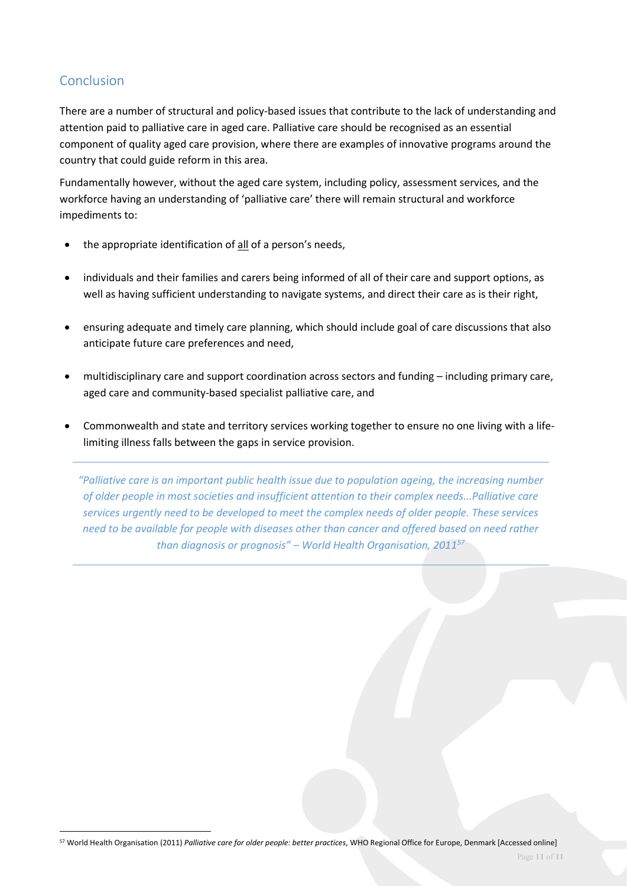## Conclusion

There are a number of structural and policy-based issues that contribute to the lack of understanding and attention paid to palliative care in aged care. Palliative care should be recognised as an essential component of quality aged care provision, where there are examples of innovative programs around the country that could guide reform in this area.

Fundamentally however, without the aged care system, including policy, assessment services, and the workforce having an understanding of 'palliative care' there will remain structural and workforce impediments to:

- the appropriate identification of <u>all</u> of a person's needs,
- individuals and their families and carers being informed of all of their care and support options, as well as having sufficient understanding to navigate systems, and direct their care as is their right,
- ensuring adequate and timely care planning, which should include goal of care discussions that also anticipate future care preferences and need,
- multidisciplinary care and support coordination across sectors and funding – including primary care, aged care and community-based specialist palliative care, and
- Commonwealth and state and territory services working together to ensure no one living with a life-limiting illness falls between the gaps in service provision.

---

*"Palliative care is an important public health issue due to population ageing, the increasing number of older people in most societies and insufficient attention to their complex needs...Palliative care services urgently need to be developed to meet the complex needs of older people. These services need to be available for people with diseases other than cancer and offered based on need rather than diagnosis or prognosis" – World Health Organisation, 2011*[57]

---

[57] World Health Organisation (2011) *Palliative care for older people: better practices*, WHO Regional Office for Europe, Denmark [Accessed online]